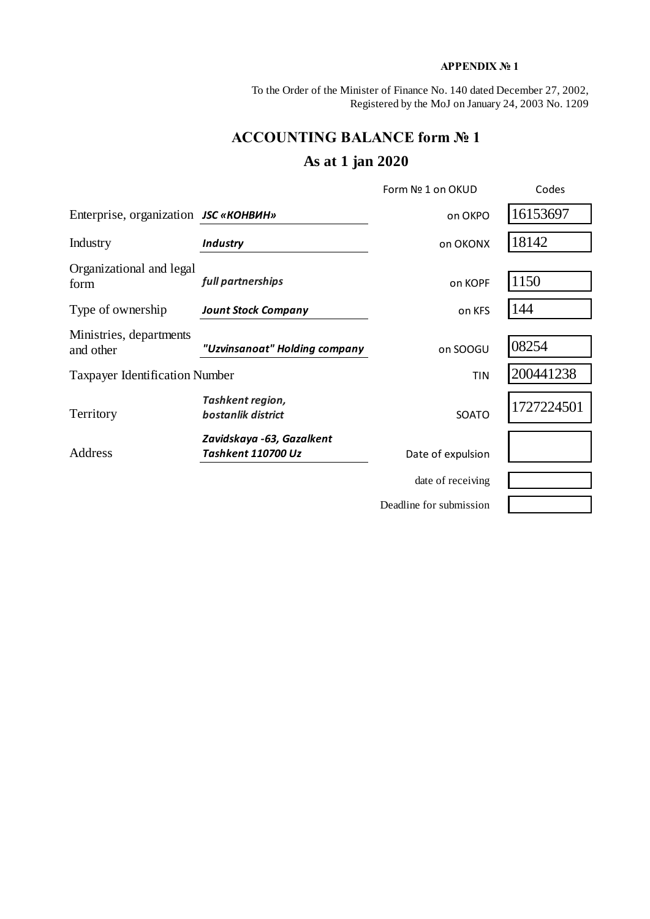**APPENDIX № 1**

To the Order of the Minister of Finance No. 140 dated December 27, 2002,
Registered by the MoJ on January 24, 2003 No. 1209

# ACCOUNTING BALANCE form № 1

## As at 1 jan 2020

| | | | |
|---|---|---|---|
| | | Form № 1 on OKUD | Codes |
| Enterprise, organization | ***JSC «КОНВИН»*** | on OKPO | 16153697 |
| Industry | ***Industry*** | on OKONX | 18142 |
| Organizational and legal form | ***full partnerships*** | on KOPF | 1150 |
| Type of ownership | ***Jount Stock Company*** | on KFS | 144 |
| Ministries, departments and other | ***"Uzvinsanoat" Holding company*** | on SOOGU | 08254 |
| Taxpayer Identification Number | | TIN | 200441238 |
| Territory | ***Tashkent region, bostanlik district*** | SOATO | 1727224501 |
| Address | ***Zavidskaya -63, Gazalkent Tashkent 110700 Uz*** | Date of expulsion | |
| | | date of receiving | |
| | | Deadline for submission | |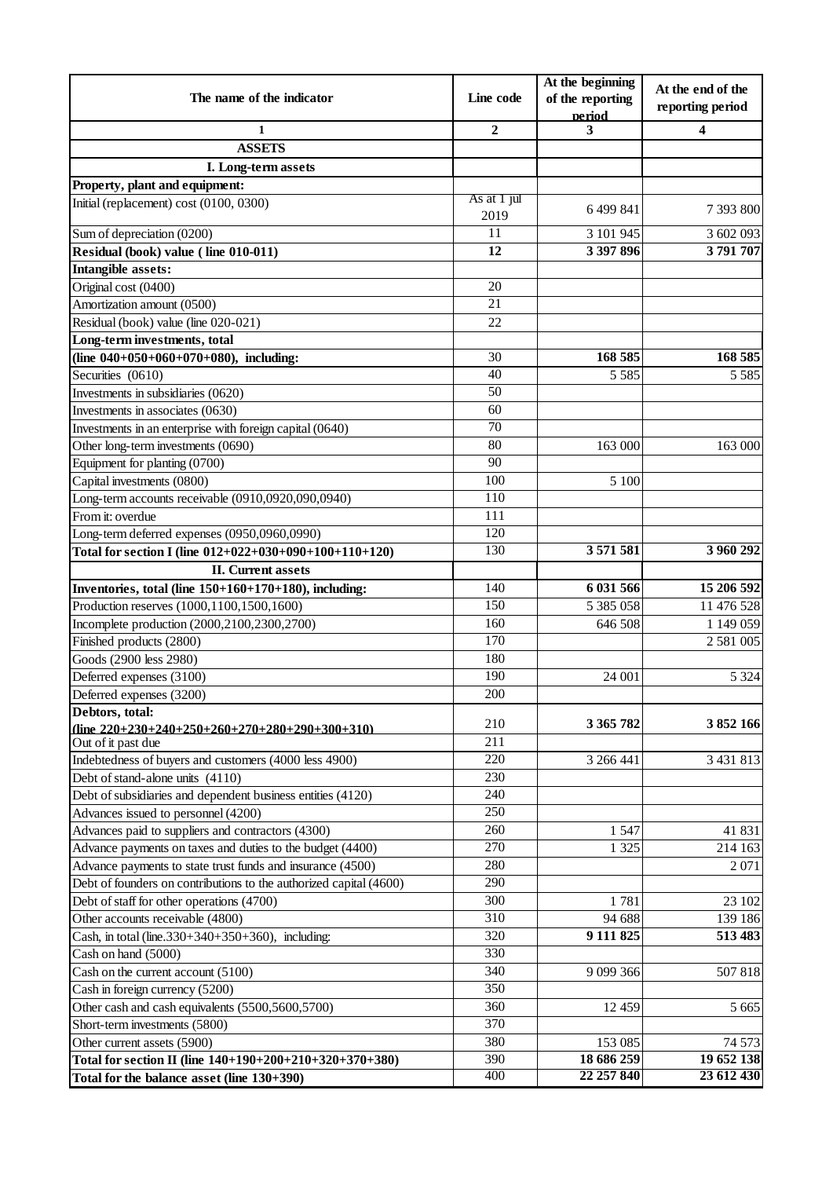| The name of the indicator | Line code | At the beginning of the reporting period | At the end of the reporting period |
|---|---|---|---|
| 1 | 2 | 3 | 4 |
| **ASSETS** | | | |
| **I. Long-term assets** | | | |
| **Property, plant and equipment:** | | | |
| Initial (replacement) cost (0100, 0300) | As at 1 jul 2019 | 6 499 841 | 7 393 800 |
| Sum of depreciation (0200) | 11 | 3 101 945 | 3 602 093 |
| **Residual (book) value ( line 010-011)** | **12** | **3 397 896** | **3 791 707** |
| **Intangible assets:** | | | |
| Original cost (0400) | 20 | | |
| Amortization amount (0500) | 21 | | |
| Residual (book) value (line 020-021) | 22 | | |
| **Long-term investments, total (line 040+050+060+070+080), including:** | 30 | **168 585** | **168 585** |
| Securities (0610) | 40 | 5 585 | 5 585 |
| Investments in subsidiaries (0620) | 50 | | |
| Investments in associates (0630) | 60 | | |
| Investments in an enterprise with foreign capital (0640) | 70 | | |
| Other long-term investments (0690) | 80 | 163 000 | 163 000 |
| Equipment for planting (0700) | 90 | | |
| Capital investments (0800) | 100 | 5 100 | |
| Long-term accounts receivable (0910,0920,090,0940) | 110 | | |
| From it: overdue | 111 | | |
| Long-term deferred expenses (0950,0960,0990) | 120 | | |
| **Total for section I (line 012+022+030+090+100+110+120)** | 130 | **3 571 581** | **3 960 292** |
| **II. Current assets** | | | |
| **Inventories, total (line 150+160+170+180), including:** | 140 | **6 031 566** | **15 206 592** |
| Production reserves (1000,1100,1500,1600) | 150 | 5 385 058 | 11 476 528 |
| Incomplete production (2000,2100,2300,2700) | 160 | 646 508 | 1 149 059 |
| Finished products (2800) | 170 | | 2 581 005 |
| Goods (2900 less 2980) | 180 | | |
| Deferred expenses (3100) | 190 | 24 001 | 5 324 |
| Deferred expenses (3200) | 200 | | |
| **Debtors, total: (line 220+230+240+250+260+270+280+290+300+310)** | 210 | **3 365 782** | **3 852 166** |
| Out of it past due | 211 | | |
| Indebtedness of buyers and customers (4000 less 4900) | 220 | 3 266 441 | 3 431 813 |
| Debt of stand-alone units (4110) | 230 | | |
| Debt of subsidiaries and dependent business entities (4120) | 240 | | |
| Advances issued to personnel (4200) | 250 | | |
| Advances paid to suppliers and contractors (4300) | 260 | 1 547 | 41 831 |
| Advance payments on taxes and duties to the budget (4400) | 270 | 1 325 | 214 163 |
| Advance payments to state trust funds and insurance (4500) | 280 | | 2 071 |
| Debt of founders on contributions to the authorized capital (4600) | 290 | | |
| Debt of staff for other operations (4700) | 300 | 1 781 | 23 102 |
| Other accounts receivable (4800) | 310 | 94 688 | 139 186 |
| Cash, in total (line.330+340+350+360), including: | 320 | **9 111 825** | **513 483** |
| Cash on hand (5000) | 330 | | |
| Cash on the current account (5100) | 340 | 9 099 366 | 507 818 |
| Cash in foreign currency (5200) | 350 | | |
| Other cash and cash equivalents (5500,5600,5700) | 360 | 12 459 | 5 665 |
| Short-term investments (5800) | 370 | | |
| Other current assets (5900) | 380 | 153 085 | 74 573 |
| **Total for section II (line 140+190+200+210+320+370+380)** | 390 | **18 686 259** | **19 652 138** |
| **Total for the balance asset (line 130+390)** | 400 | **22 257 840** | **23 612 430** |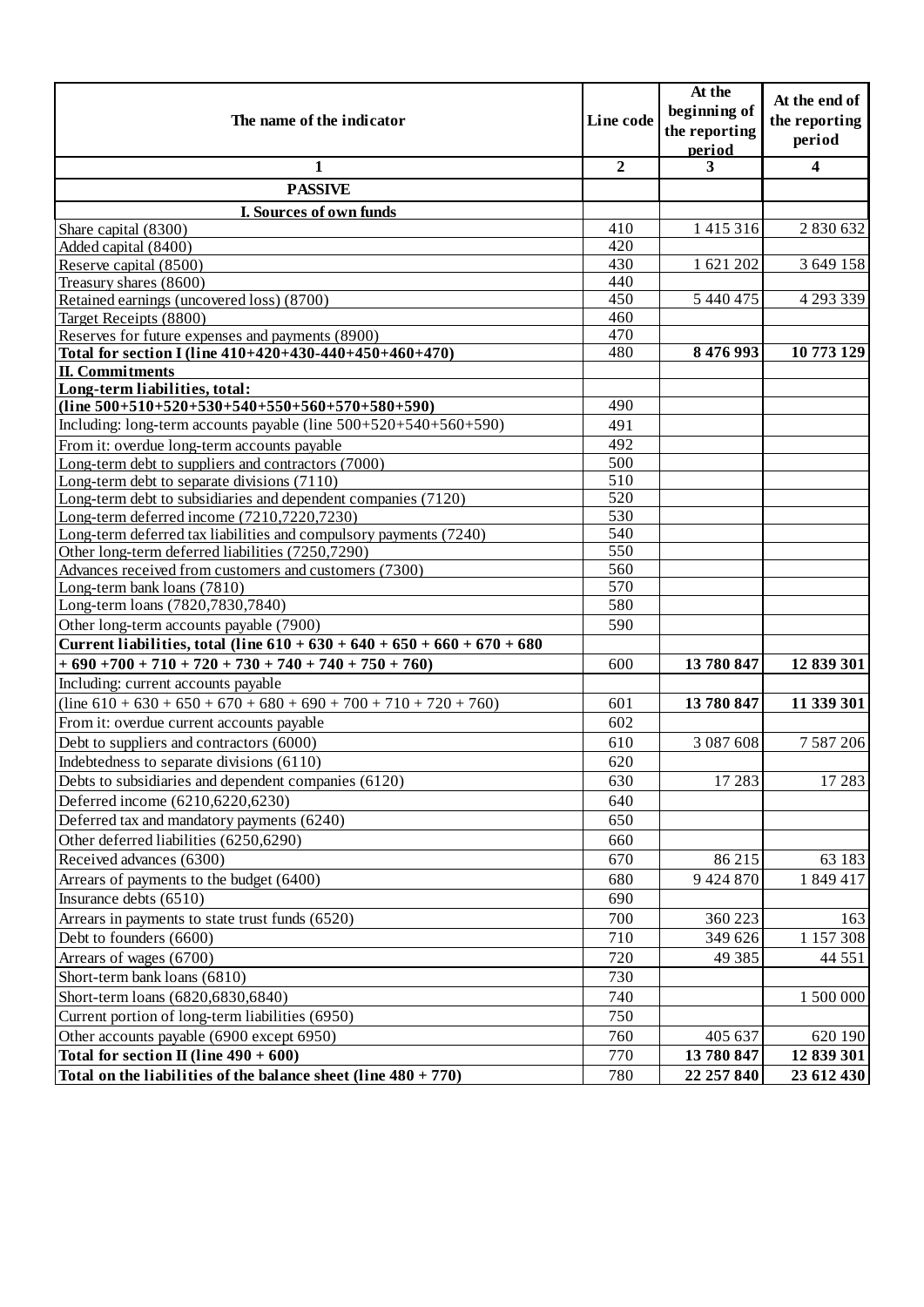| The name of the indicator | Line code | At the beginning of the reporting period | At the end of the reporting period |
|---|---|---|---|
| 1 | 2 | 3 | 4 |
| **PASSIVE** | | | |
| **I. Sources of own funds** | | | |
| Share capital (8300) | 410 | 1 415 316 | 2 830 632 |
| Added capital (8400) | 420 | | |
| Reserve capital (8500) | 430 | 1 621 202 | 3 649 158 |
| Treasury shares (8600) | 440 | | |
| Retained earnings (uncovered loss) (8700) | 450 | 5 440 475 | 4 293 339 |
| Target Receipts (8800) | 460 | | |
| Reserves for future expenses and payments (8900) | 470 | | |
| **Total for section I (line 410+420+430-440+450+460+470)** | 480 | **8 476 993** | **10 773 129** |
| **II. Commitments** | | | |
| **Long-term liabilities, total: (line 500+510+520+530+540+550+560+570+580+590)** | 490 | | |
| Including: long-term accounts payable (line 500+520+540+560+590) | 491 | | |
| From it: overdue long-term accounts payable | 492 | | |
| Long-term debt to suppliers and contractors (7000) | 500 | | |
| Long-term debt to separate divisions (7110) | 510 | | |
| Long-term debt to subsidiaries and dependent companies (7120) | 520 | | |
| Long-term deferred income (7210,7220,7230) | 530 | | |
| Long-term deferred tax liabilities and compulsory payments (7240) | 540 | | |
| Other long-term deferred liabilities (7250,7290) | 550 | | |
| Advances received from customers and customers (7300) | 560 | | |
| Long-term bank loans (7810) | 570 | | |
| Long-term loans (7820,7830,7840) | 580 | | |
| Other long-term accounts payable (7900) | 590 | | |
| **Current liabilities, total (line 610 + 630 + 640 + 650 + 660 + 670 + 680 + 690 +700 + 710 + 720 + 730 + 740 + 740 + 750 + 760)** | 600 | **13 780 847** | **12 839 301** |
| Including: current accounts payable (line 610 + 630 + 650 + 670 + 680 + 690 + 700 + 710 + 720 + 760) | 601 | **13 780 847** | **11 339 301** |
| From it: overdue current accounts payable | 602 | | |
| Debt to suppliers and contractors (6000) | 610 | 3 087 608 | 7 587 206 |
| Indebtedness to separate divisions (6110) | 620 | | |
| Debts to subsidiaries and dependent companies (6120) | 630 | 17 283 | 17 283 |
| Deferred income (6210,6220,6230) | 640 | | |
| Deferred tax and mandatory payments (6240) | 650 | | |
| Other deferred liabilities (6250,6290) | 660 | | |
| Received advances (6300) | 670 | 86 215 | 63 183 |
| Arrears of payments to the budget (6400) | 680 | 9 424 870 | 1 849 417 |
| Insurance debts (6510) | 690 | | |
| Arrears in payments to state trust funds (6520) | 700 | 360 223 | 163 |
| Debt to founders (6600) | 710 | 349 626 | 1 157 308 |
| Arrears of wages (6700) | 720 | 49 385 | 44 551 |
| Short-term bank loans (6810) | 730 | | |
| Short-term loans (6820,6830,6840) | 740 | | 1 500 000 |
| Current portion of long-term liabilities (6950) | 750 | | |
| Other accounts payable (6900 except 6950) | 760 | 405 637 | 620 190 |
| **Total for section II (line 490 + 600)** | 770 | **13 780 847** | **12 839 301** |
| **Total on the liabilities of the balance sheet (line 480 + 770)** | 780 | **22 257 840** | **23 612 430** |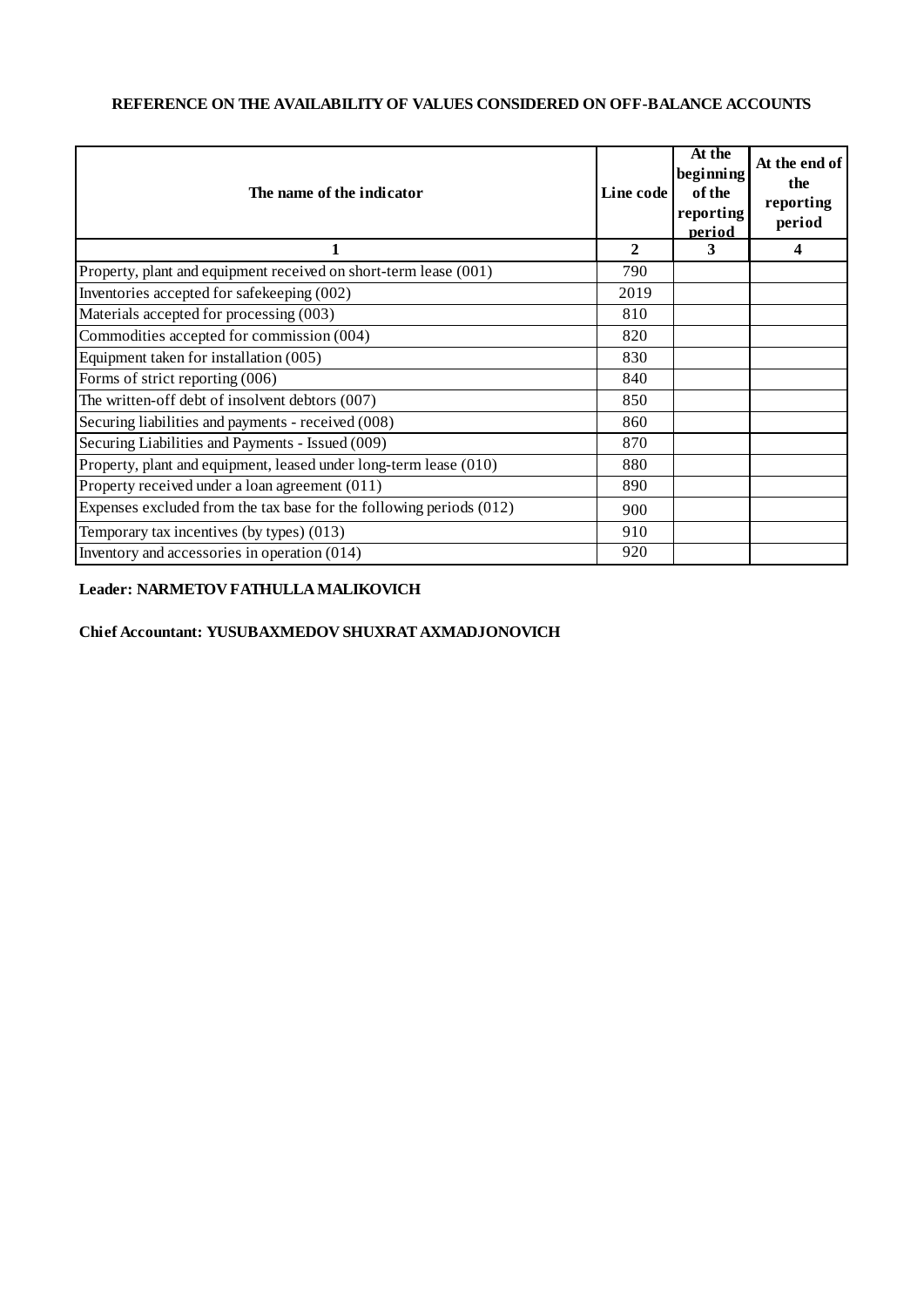## REFERENCE ON THE AVAILABILITY OF VALUES CONSIDERED ON OFF-BALANCE ACCOUNTS

| The name of the indicator | Line code | At the beginning of the reporting period | At the end of the reporting period |
|---|---|---|---|
| 1 | 2 | 3 | 4 |
| Property, plant and equipment received on short-term lease (001) | 790 | | |
| Inventories accepted for safekeeping (002) | 2019 | | |
| Materials accepted for processing (003) | 810 | | |
| Commodities accepted for commission (004) | 820 | | |
| Equipment taken for installation (005) | 830 | | |
| Forms of strict reporting (006) | 840 | | |
| The written-off debt of insolvent debtors (007) | 850 | | |
| Securing liabilities and payments - received (008) | 860 | | |
| Securing Liabilities and Payments - Issued (009) | 870 | | |
| Property, plant and equipment, leased under long-term lease (010) | 880 | | |
| Property received under a loan agreement (011) | 890 | | |
| Expenses excluded from the tax base for the following periods (012) | 900 | | |
| Temporary tax incentives (by types) (013) | 910 | | |
| Inventory and accessories in operation (014) | 920 | | |

**Leader: NARMETOV FATHULLA MALIKOVICH**

**Chief Accountant: YUSUBAXMEDOV SHUXRAT AXMADJONOVICH**